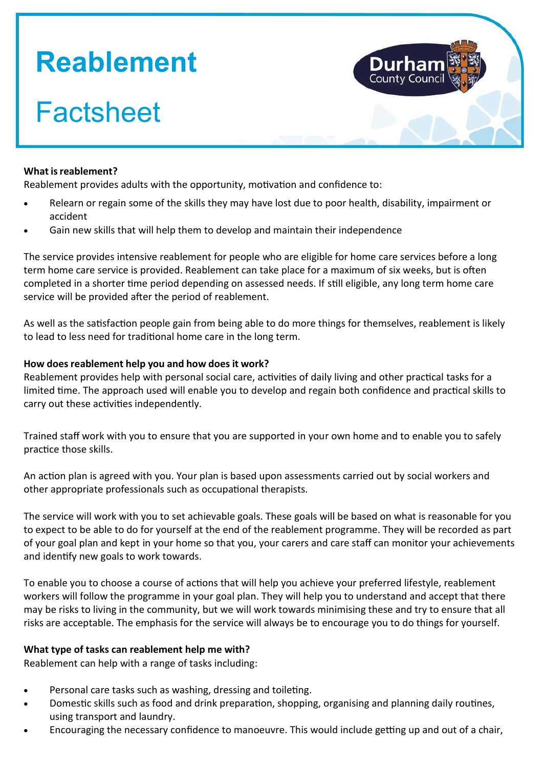# Reablement

# Factsheet

**What is reablement?**

Reablement provides adults with the opportunity, motivation and confidence to:

- Relearn or regain some of the skills they may have lost due to poor health, disability, impairment or accident
- Gain new skills that will help them to develop and maintain their independence

The service provides intensive reablement for people who are eligible for home care services before a long term home care service is provided. Reablement can take place for a maximum of six weeks, but is often completed in a shorter time period depending on assessed needs. If still eligible, any long term home care service will be provided after the period of reablement.

As well as the satisfaction people gain from being able to do more things for themselves, reablement is likely to lead to less need for traditional home care in the long term.

**How does reablement help you and how does it work?**

Reablement provides help with personal social care, activities of daily living and other practical tasks for a limited time. The approach used will enable you to develop and regain both confidence and practical skills to carry out these activities independently.

Trained staff work with you to ensure that you are supported in your own home and to enable you to safely practice those skills.

An action plan is agreed with you. Your plan is based upon assessments carried out by social workers and other appropriate professionals such as occupational therapists.

The service will work with you to set achievable goals. These goals will be based on what is reasonable for you to expect to be able to do for yourself at the end of the reablement programme. They will be recorded as part of your goal plan and kept in your home so that you, your carers and care staff can monitor your achievements and identify new goals to work towards.

To enable you to choose a course of actions that will help you achieve your preferred lifestyle, reablement workers will follow the programme in your goal plan. They will help you to understand and accept that there may be risks to living in the community, but we will work towards minimising these and try to ensure that all risks are acceptable. The emphasis for the service will always be to encourage you to do things for yourself.

**What type of tasks can reablement help me with?**

Reablement can help with a range of tasks including:

- Personal care tasks such as washing, dressing and toileting.
- Domestic skills such as food and drink preparation, shopping, organising and planning daily routines, using transport and laundry.
- Encouraging the necessary confidence to manoeuvre. This would include getting up and out of a chair,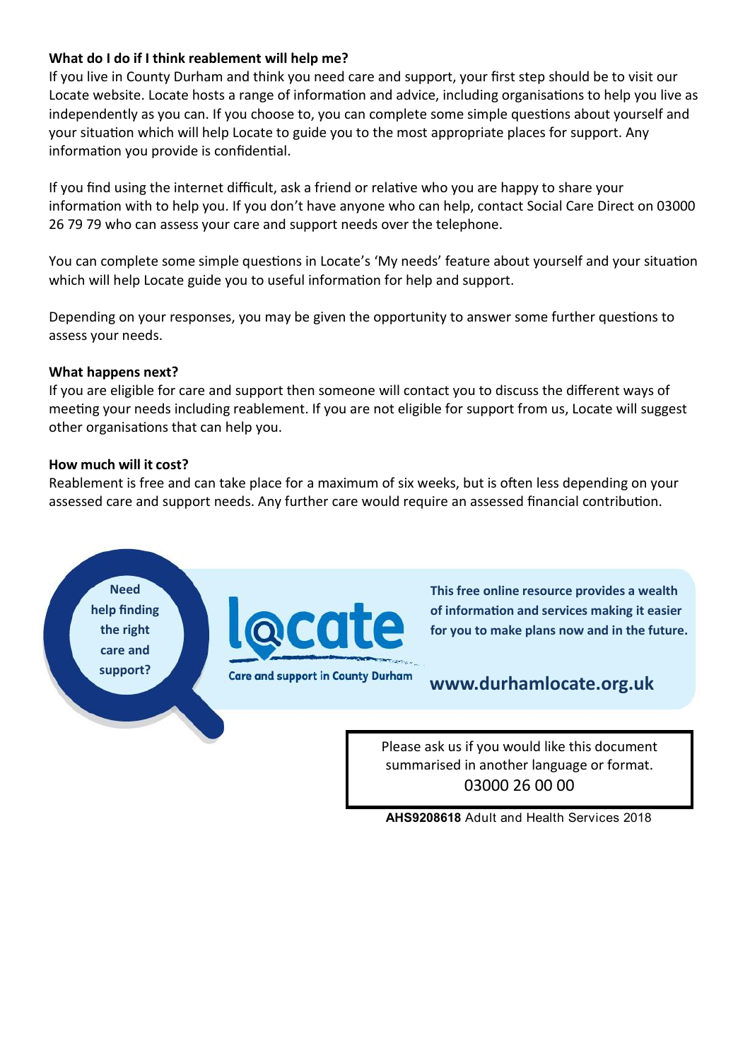**What do I do if I think reablement will help me?**

If you live in County Durham and think you need care and support, your first step should be to visit our Locate website. Locate hosts a range of information and advice, including organisations to help you live as independently as you can. If you choose to, you can complete some simple questions about yourself and your situation which will help Locate to guide you to the most appropriate places for support. Any information you provide is confidential.

If you find using the internet difficult, ask a friend or relative who you are happy to share your information with to help you. If you don't have anyone who can help, contact Social Care Direct on 03000 26 79 79 who can assess your care and support needs over the telephone.

You can complete some simple questions in Locate's 'My needs' feature about yourself and your situation which will help Locate guide you to useful information for help and support.

Depending on your responses, you may be given the opportunity to answer some further questions to assess your needs.

**What happens next?**

If you are eligible for care and support then someone will contact you to discuss the different ways of meeting your needs including reablement. If you are not eligible for support from us, Locate will suggest other organisations that can help you.

**How much will it cost?**

Reablement is free and can take place for a maximum of six weeks, but is often less depending on your assessed care and support needs. Any further care would require an assessed financial contribution.

**Need help finding the right care and support?**

locate

Care and support in County Durham

**This free online resource provides a wealth of information and services making it easier for you to make plans now and in the future.**

**www.durhamlocate.org.uk**

Please ask us if you would like this document summarised in another language or format.
03000 26 00 00

**AHS9208618** Adult and Health Services 2018